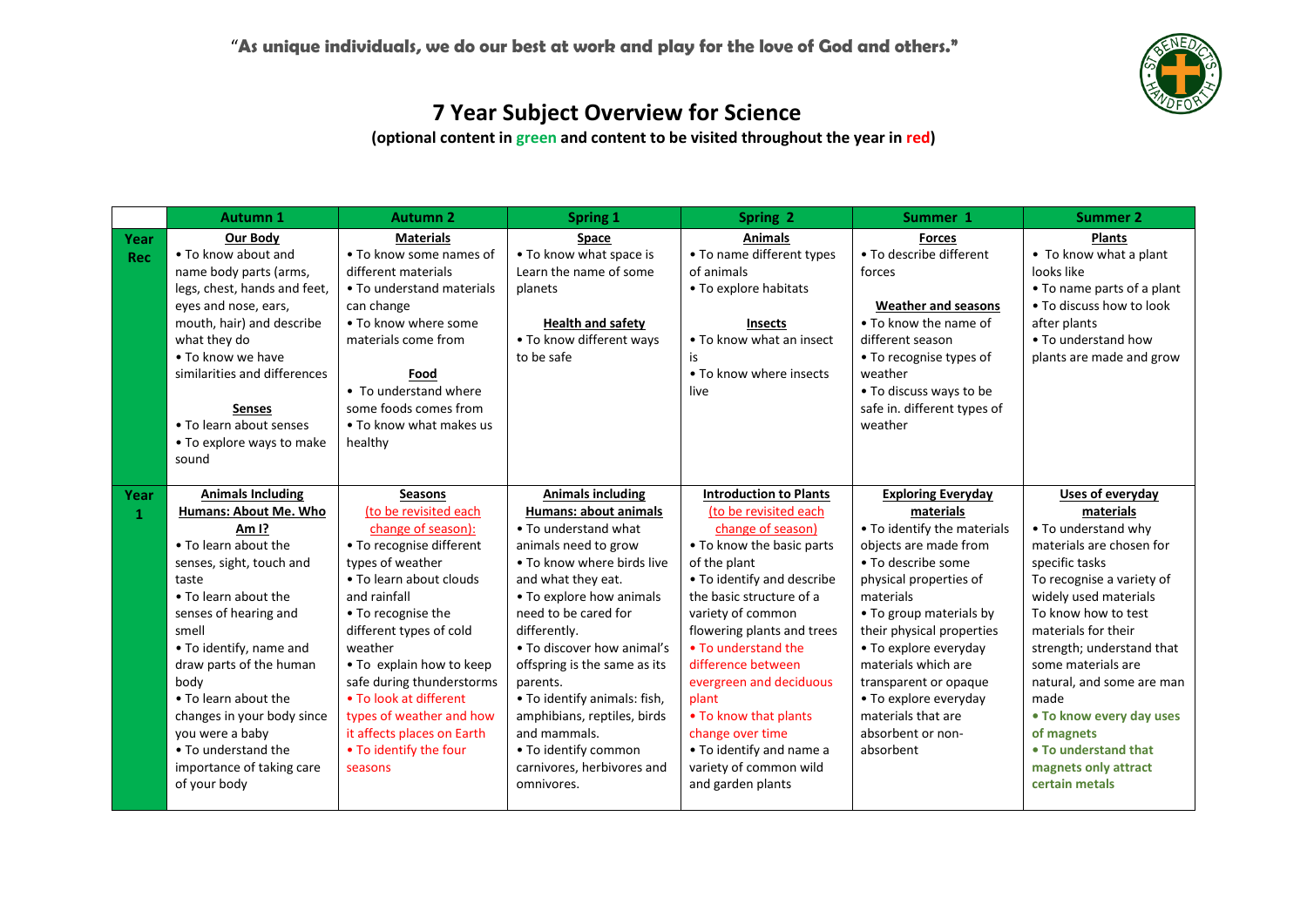**"As unique individuals, we do our best at work and play for the love of God and others."**

# 7 Year Subject Overview for Science

**(optional content in green and content to be visited throughout the year in red)**

| | Autumn 1 | Autumn 2 | Spring 1 | Spring 2 | Summer 1 | Summer 2 |
|---|---|---|---|---|---|---|
| **Year Rec** | **Our Body**<br>• To know about and name body parts (arms, legs, chest, hands and feet, eyes and nose, ears, mouth, hair) and describe what they do<br>• To know we have similarities and differences<br><br>**Senses**<br>• To learn about senses<br>• To explore ways to make sound | **Materials**<br>• To know some names of different materials<br>• To understand materials can change<br>• To know where some materials come from<br><br>**Food**<br>• To understand where some foods comes from<br>• To know what makes us healthy | **Space**<br>• To know what space is Learn the name of some planets<br><br>**Health and safety**<br>• To know different ways to be safe | **Animals**<br>• To name different types of animals<br>• To explore habitats<br><br>**Insects**<br>• To know what an insect is<br>• To know where insects live | **Forces**<br>• To describe different forces<br><br>**Weather and seasons**<br>• To know the name of different season<br>• To recognise types of weather<br>• To discuss ways to be safe in. different types of weather | **Plants**<br>• To know what a plant looks like<br>• To name parts of a plant<br>• To discuss how to look after plants<br>• To understand how plants are made and grow |
| **Year 1** | **Animals Including Humans: About Me. Who Am I?**<br>• To learn about the senses, sight, touch and taste<br>• To learn about the senses of hearing and smell<br>• To identify, name and draw parts of the human body<br>• To learn about the changes in your body since you were a baby<br>• To understand the importance of taking care of your body | **Seasons**<br>(to be revisited each change of season):<br>• To recognise different types of weather<br>• To learn about clouds and rainfall<br>• To recognise the different types of cold weather<br>• To explain how to keep safe during thunderstorms<br>• To look at different types of weather and how it affects places on Earth<br>• To identify the four seasons | **Animals including Humans: about animals**<br>• To understand what animals need to grow<br>• To know where birds live and what they eat.<br>• To explore how animals need to be cared for differently.<br>• To discover how animal's offspring is the same as its parents.<br>• To identify animals: fish, amphibians, reptiles, birds and mammals.<br>• To identify common carnivores, herbivores and omnivores. | **Introduction to Plants**<br>(to be revisited each change of season)<br>• To know the basic parts of the plant<br>• To identify and describe the basic structure of a variety of common flowering plants and trees<br>• To understand the difference between evergreen and deciduous plant<br>• To know that plants change over time<br>• To identify and name a variety of common wild and garden plants | **Exploring Everyday materials**<br>• To identify the materials objects are made from<br>• To describe some physical properties of materials<br>• To group materials by their physical properties<br>• To explore everyday materials which are transparent or opaque<br>• To explore everyday materials that are absorbent or non-absorbent | **Uses of everyday materials**<br>• To understand why materials are chosen for specific tasks<br>To recognise a variety of widely used materials<br>To know how to test materials for their strength; understand that some materials are natural, and some are man made<br>**• To know every day uses of magnets**<br>**• To understand that magnets only attract certain metals** |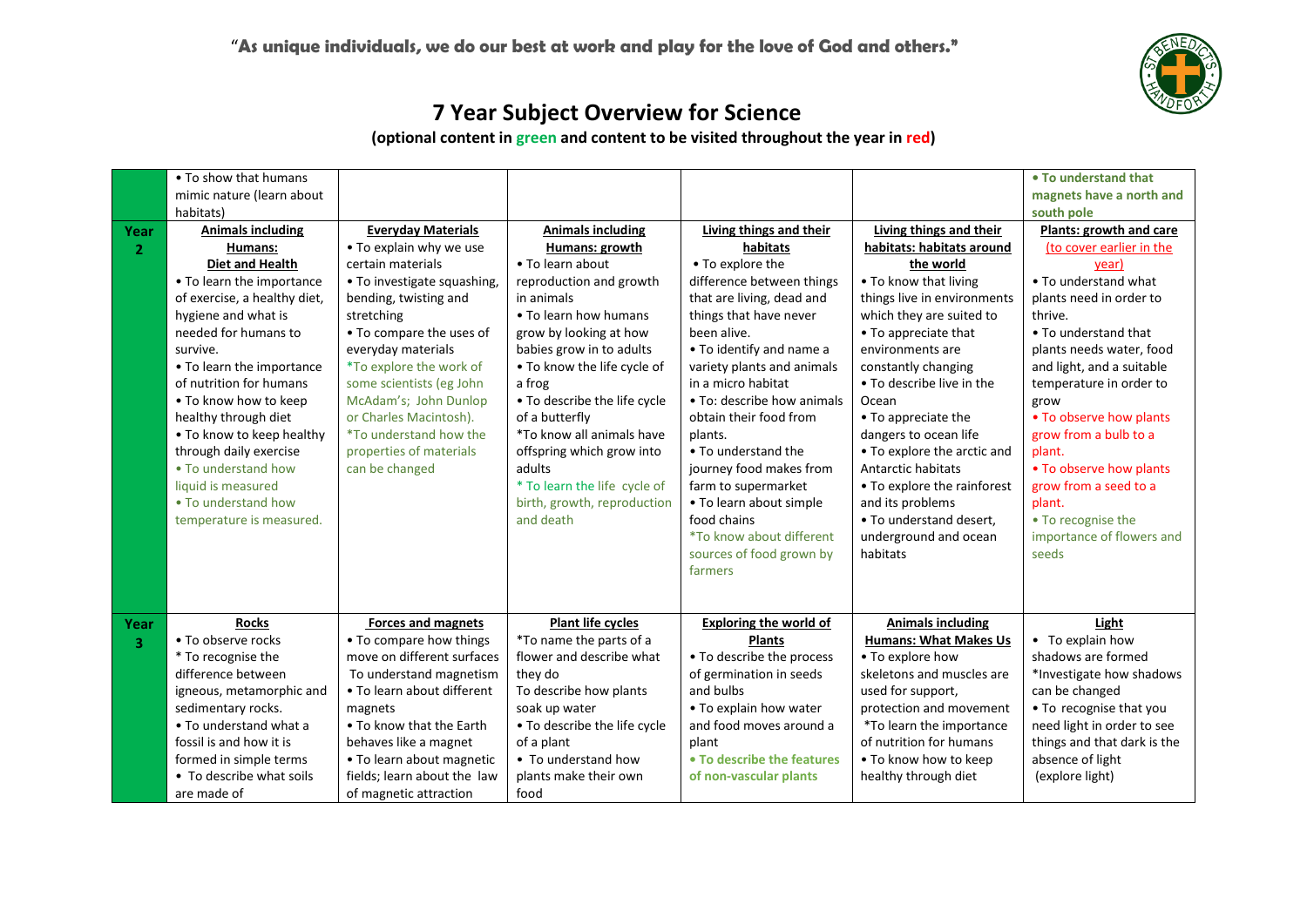"As unique individuals, we do our best at work and play for the love of God and others."

# 7 Year Subject Overview for Science

**(optional content in green and content to be visited throughout the year in red)**

| | | | | | | |
|---|---|---|---|---|---|---|
| | • To show that humans mimic nature (learn about habitats) | | | | | **• To understand that magnets have a north and south pole** |
| **Year 2** | **Animals including Humans: Diet and Health**<br>• To learn the importance of exercise, a healthy diet, hygiene and what is needed for humans to survive.<br>• To learn the importance of nutrition for humans<br>• To know how to keep healthy through diet<br>• To know to keep healthy through daily exercise<br>• To understand how liquid is measured<br>• To understand how temperature is measured. | **Everyday Materials**<br>• To explain why we use certain materials<br>• To investigate squashing, bending, twisting and stretching<br>• To compare the uses of everyday materials<br>*To explore the work of some scientists (eg John McAdam's; John Dunlop or Charles Macintosh).<br>*To understand how the properties of materials can be changed | **Animals including Humans: growth**<br>• To learn about reproduction and growth in animals<br>• To learn how humans grow by looking at how babies grow in to adults<br>• To know the life cycle of a frog<br>• To describe the life cycle of a butterfly<br>*To know all animals have offspring which grow into adults<br>* To learn the life cycle of birth, growth, reproduction and death | **Living things and their habitats**<br>• To explore the difference between things that are living, dead and things that have never been alive.<br>• To identify and name a variety plants and animals in a micro habitat<br>• To: describe how animals obtain their food from plants.<br>• To understand the journey food makes from farm to supermarket<br>• To learn about simple food chains<br>*To know about different sources of food grown by farmers | **Living things and their habitats: habitats around the world**<br>• To know that living things live in environments which they are suited to<br>• To appreciate that environments are constantly changing<br>• To describe live in the Ocean<br>• To appreciate the dangers to ocean life<br>• To explore the arctic and Antarctic habitats<br>• To explore the rainforest and its problems<br>• To understand desert, underground and ocean habitats | **Plants: growth and care**<br>(to cover earlier in the year)<br>• To understand what plants need in order to thrive.<br>• To understand that plants needs water, food and light, and a suitable temperature in order to grow<br>• To observe how plants grow from a bulb to a plant.<br>• To observe how plants grow from a seed to a plant.<br>• To recognise the importance of flowers and seeds |
| **Year 3** | **Rocks**<br>• To observe rocks<br>* To recognise the difference between igneous, metamorphic and sedimentary rocks.<br>• To understand what a fossil is and how it is formed in simple terms<br>• To describe what soils are made of | **Forces and magnets**<br>• To compare how things move on different surfaces<br>To understand magnetism<br>• To learn about different magnets<br>• To know that the Earth behaves like a magnet<br>• To learn about magnetic fields; learn about the law of magnetic attraction | **Plant life cycles**<br>*To name the parts of a flower and describe what they do<br>To describe how plants soak up water<br>• To describe the life cycle of a plant<br>• To understand how plants make their own food | **Exploring the world of Plants**<br>• To describe the process of germination in seeds and bulbs<br>• To explain how water and food moves around a plant<br>**• To describe the features of non-vascular plants** | **Animals including Humans: What Makes Us**<br>• To explore how skeletons and muscles are used for support, protection and movement<br>*To learn the importance of nutrition for humans<br>• To know how to keep healthy through diet | **Light**<br>• To explain how shadows are formed<br>*Investigate how shadows can be changed<br>• To recognise that you need light in order to see things and that dark is the absence of light<br>(explore light) |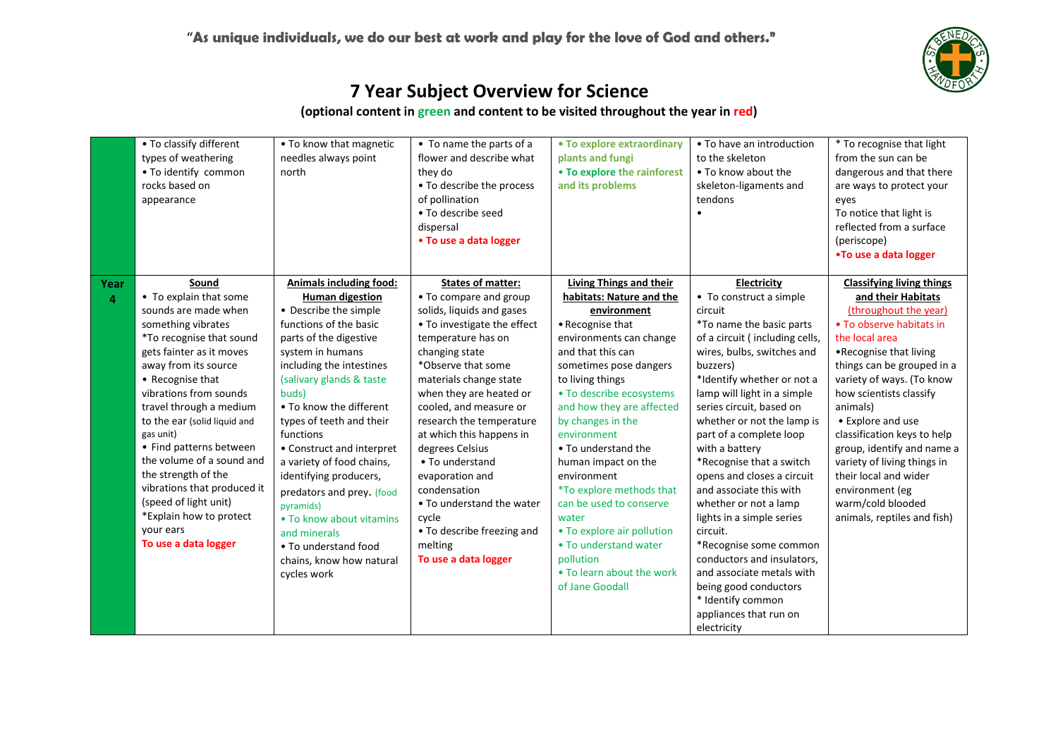"As unique individuals, we do our best at work and play for the love of God and others."

# 7 Year Subject Overview for Science

**(optional content in green and content to be visited throughout the year in red)**

| | | | | | | |
|---|---|---|---|---|---|---|
| | • To classify different types of weathering<br>• To identify common rocks based on appearance | • To know that magnetic needles always point north | • To name the parts of a flower and describe what they do<br>• To describe the process of pollination<br>• To describe seed dispersal<br>• To use a data logger | **• To explore extraordinary plants and fungi**<br>**• To explore the rainforest and its problems** | • To have an introduction to the skeleton<br>• To know about the skeleton-ligaments and tendons<br>• | * To recognise that light from the sun can be dangerous and that there are ways to protect your eyes<br>To notice that light is reflected from a surface (periscope)<br>**•To use a data logger** |
| **Year 4** | **Sound**<br>• To explain that some sounds are made when something vibrates<br>*To recognise that sound gets fainter as it moves away from its source<br>• Recognise that vibrations from sounds travel through a medium to the ear (solid liquid and gas unit)<br>• Find patterns between the volume of a sound and the strength of the vibrations that produced it (speed of light unit)<br>*Explain how to protect your ears<br>To use a data logger | **Animals including food: Human digestion**<br>• Describe the simple functions of the basic parts of the digestive system in humans including the intestines (salivary glands & taste buds)<br>• To know the different types of teeth and their functions<br>• Construct and interpret a variety of food chains, identifying producers, predators and prey. (food pyramids)<br>• To know about vitamins and minerals<br>• To understand food chains, know how natural cycles work | **States of matter:**<br>• To compare and group solids, liquids and gases<br>• To investigate the effect temperature has on changing state<br>*Observe that some materials change state when they are heated or cooled, and measure or research the temperature at which this happens in degrees Celsius<br>• To understand evaporation and condensation<br>• To understand the water cycle<br>• To describe freezing and melting<br>To use a data logger | **Living Things and their habitats: Nature and the environment**<br>• Recognise that environments can change and that this can sometimes pose dangers to living things<br>• To describe ecosystems and how they are affected by changes in the environment<br>• To understand the human impact on the environment<br>*To explore methods that can be used to conserve water<br>• To explore air pollution<br>• To understand water pollution<br>• To learn about the work of Jane Goodall | **Electricity**<br>• To construct a simple circuit<br>*To name the basic parts of a circuit ( including cells, wires, bulbs, switches and buzzers)<br>*Identify whether or not a lamp will light in a simple series circuit, based on whether or not the lamp is part of a complete loop with a battery<br>*Recognise that a switch opens and closes a circuit and associate this with whether or not a lamp lights in a simple series circuit.<br>*Recognise some common conductors and insulators, and associate metals with being good conductors<br>* Identify common appliances that run on electricity | **Classifying living things and their Habitats**<br>(throughout the year)<br>• To observe habitats in the local area<br>•Recognise that living things can be grouped in a variety of ways. (To know how scientists classify animals)<br>• Explore and use classification keys to help group, identify and name a variety of living things in their local and wider environment (eg warm/cold blooded animals, reptiles and fish) |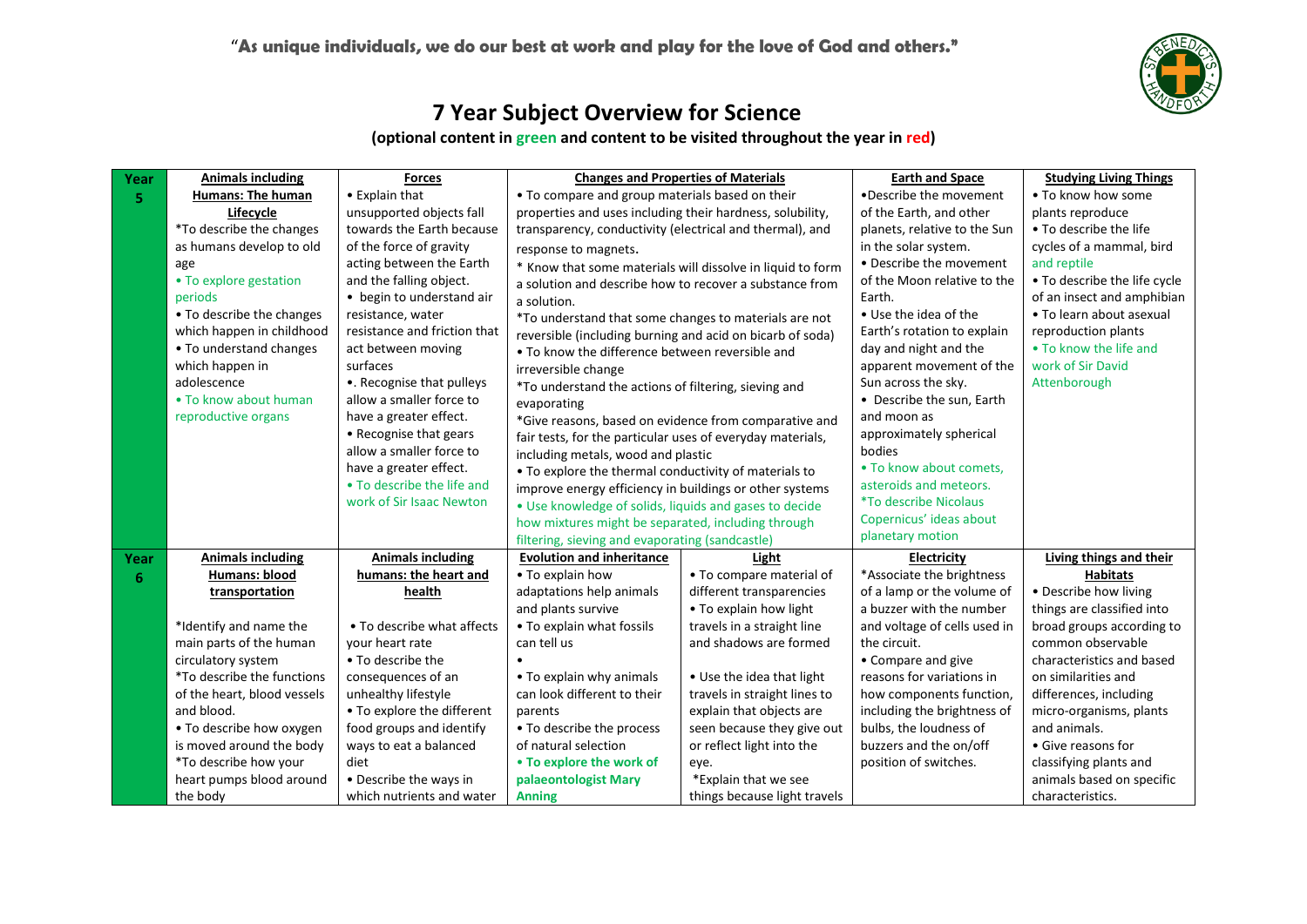"As unique individuals, we do our best at work and play for the love of God and others."

# 7 Year Subject Overview for Science

**(optional content in green and content to be visited throughout the year in red)**

| Year | | | | | | |
|---|---|---|---|---|---|---|
| **Year 5** | **Animals including Humans: The human Lifecycle**<br>*To describe the changes as humans develop to old age<br>• To explore gestation periods<br>• To describe the changes which happen in childhood<br>• To understand changes which happen in adolescence<br>• To know about human reproductive organs | **Forces**<br>• Explain that unsupported objects fall towards the Earth because of the force of gravity acting between the Earth and the falling object.<br>• begin to understand air resistance, water resistance and friction that act between moving surfaces<br>•. Recognise that pulleys allow a smaller force to have a greater effect.<br>• Recognise that gears allow a smaller force to have a greater effect.<br>• To describe the life and work of Sir Isaac Newton | **Changes and Properties of Materials**<br>• To compare and group materials based on their properties and uses including their hardness, solubility, transparency, conductivity (electrical and thermal), and response to magnets.<br>* Know that some materials will dissolve in liquid to form a solution and describe how to recover a substance from a solution.<br>*To understand that some changes to materials are not reversible (including burning and acid on bicarb of soda)<br>• To know the difference between reversible and irreversible change<br>*To understand the actions of filtering, sieving and evaporating<br>*Give reasons, based on evidence from comparative and fair tests, for the particular uses of everyday materials, including metals, wood and plastic<br>• To explore the thermal conductivity of materials to improve energy efficiency in buildings or other systems<br>• Use knowledge of solids, liquids and gases to decide how mixtures might be separated, including through filtering, sieving and evaporating (sandcastle) | | **Earth and Space**<br>•Describe the movement of the Earth, and other planets, relative to the Sun in the solar system.<br>• Describe the movement of the Moon relative to the Earth.<br>• Use the idea of the Earth's rotation to explain day and night and the apparent movement of the Sun across the sky.<br>• Describe the sun, Earth and moon as approximately spherical bodies<br>• To know about comets, asteroids and meteors.<br>*To describe Nicolaus Copernicus' ideas about planetary motion | **Studying Living Things**<br>• To know how some plants reproduce<br>• To describe the life cycles of a mammal, bird and reptile<br>• To describe the life cycle of an insect and amphibian<br>• To learn about asexual reproduction plants<br>• To know the life and work of Sir David Attenborough |
| **Year 6** | **Animals including Humans: blood transportation**<br>*Identify and name the main parts of the human circulatory system<br>*To describe the functions of the heart, blood vessels and blood.<br>• To describe how oxygen is moved around the body<br>*To describe how your heart pumps blood around the body | **Animals including humans: the heart and health**<br>• To describe what affects your heart rate<br>• To describe the consequences of an unhealthy lifestyle<br>• To explore the different food groups and identify ways to eat a balanced diet<br>• Describe the ways in which nutrients and water | **Evolution and inheritance**<br>• To explain how adaptations help animals and plants survive<br>• To explain what fossils can tell us<br>•<br>• To explain why animals can look different to their parents<br>• To describe the process of natural selection<br>**• To explore the work of palaeontologist Mary Anning** | **Light**<br>• To compare material of different transparencies<br>• To explain how light travels in a straight line and shadows are formed<br>• Use the idea that light travels in straight lines to explain that objects are seen because they give out or reflect light into the eye.<br>*Explain that we see things because light travels | **Electricity**<br>*Associate the brightness of a lamp or the volume of a buzzer with the number and voltage of cells used in the circuit.<br>• Compare and give reasons for variations in how components function, including the brightness of bulbs, the loudness of buzzers and the on/off position of switches. | **Living things and their Habitats**<br>• Describe how living things are classified into broad groups according to common observable characteristics and based on similarities and differences, including micro-organisms, plants and animals.<br>• Give reasons for classifying plants and animals based on specific characteristics. |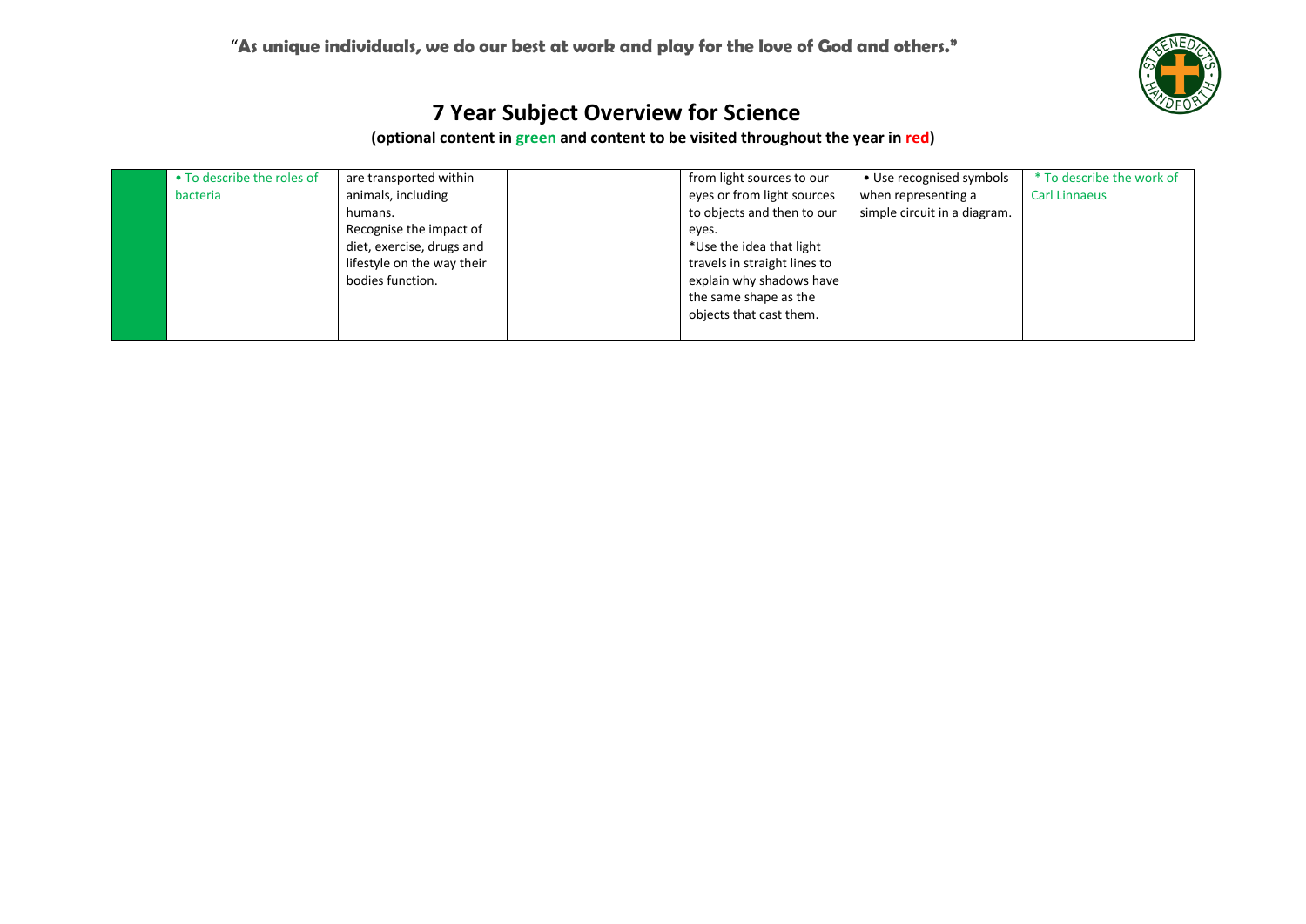"As unique individuals, we do our best at work and play for the love of God and others."

# 7 Year Subject Overview for Science

**(optional content in green and content to be visited throughout the year in red)**

| | | | | | | |
|---|---|---|---|---|---|---|
| | • To describe the roles of bacteria | are transported within animals, including humans. Recognise the impact of diet, exercise, drugs and lifestyle on the way their bodies function. | | from light sources to our eyes or from light sources to objects and then to our eyes. *Use the idea that light travels in straight lines to explain why shadows have the same shape as the objects that cast them. | • Use recognised symbols when representing a simple circuit in a diagram. | * To describe the work of Carl Linnaeus |